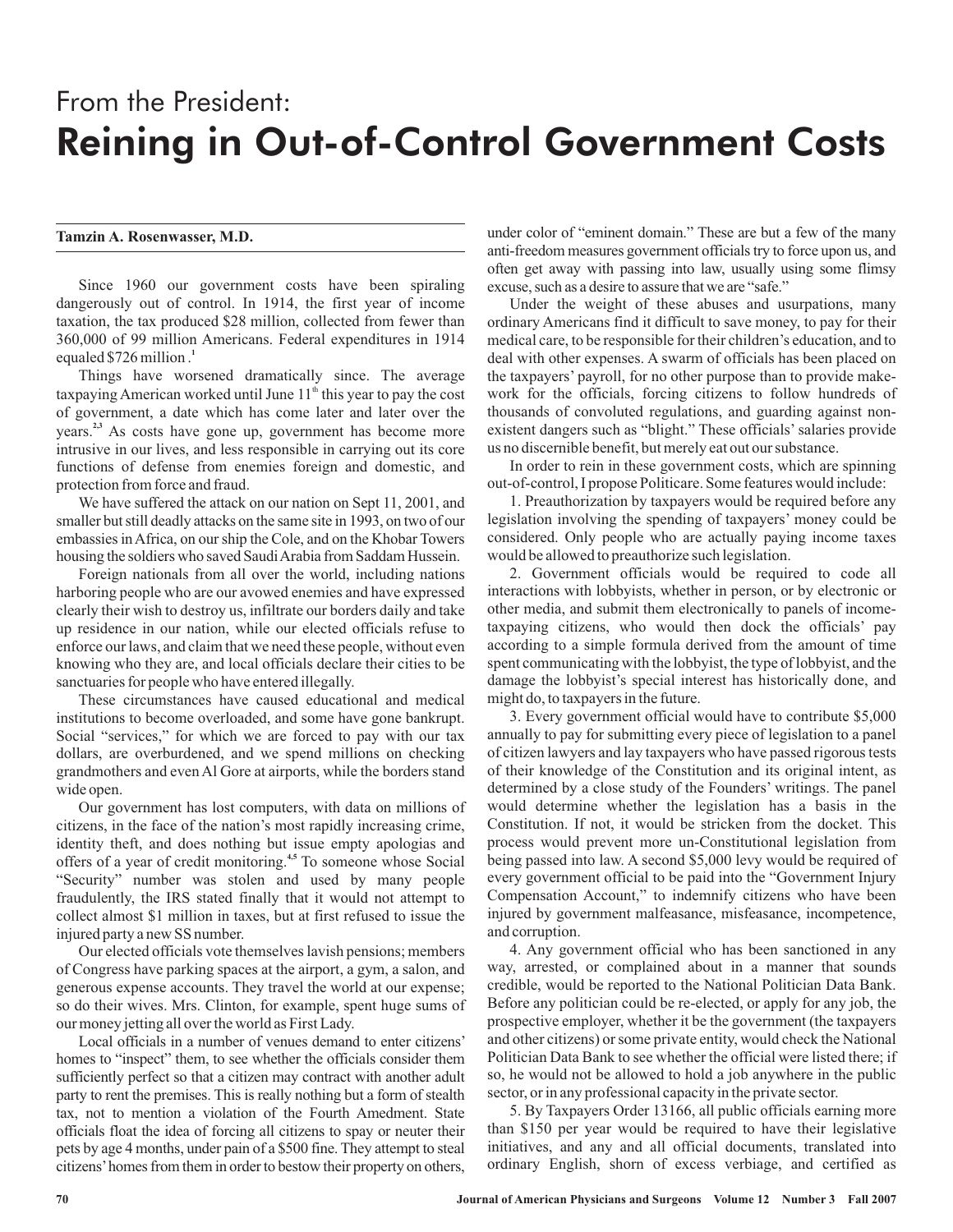# From the President: Reining in Out-of-Control Government Costs

**Tamzin A. Rosenwasser, M.D.**

Since 1960 our government costs have been spiraling dangerously out of control. In 1914, the first year of income taxation, the tax produced $28 million, collected from fewer than 360,000 of 99 million Americans. Federal expenditures in 1914 equaled $726 million.[1]

Things have worsened dramatically since. The average taxpaying American worked until June 11th this year to pay the cost of government, a date which has come later and later over the years.[2,3] As costs have gone up, government has become more intrusive in our lives, and less responsible in carrying out its core functions of defense from enemies foreign and domestic, and protection from force and fraud.

We have suffered the attack on our nation on Sept 11, 2001, and smaller but still deadly attacks on the same site in 1993, on two of our embassies in Africa, on our ship the Cole, and on the Khobar Towers housing the soldiers who saved Saudi Arabia from Saddam Hussein.

Foreign nationals from all over the world, including nations harboring people who are our avowed enemies and have expressed clearly their wish to destroy us, infiltrate our borders daily and take up residence in our nation, while our elected officials refuse to enforce our laws, and claim that we need these people, without even knowing who they are, and local officials declare their cities to be sanctuaries for people who have entered illegally.

These circumstances have caused educational and medical institutions to become overloaded, and some have gone bankrupt. Social "services," for which we are forced to pay with our tax dollars, are overburdened, and we spend millions on checking grandmothers and even Al Gore at airports, while the borders stand wide open.

Our government has lost computers, with data on millions of citizens, in the face of the nation's most rapidly increasing crime, identity theft, and does nothing but issue empty apologias and offers of a year of credit monitoring.[4,5] To someone whose Social "Security" number was stolen and used by many people fraudulently, the IRS stated finally that it would not attempt to collect almost $1 million in taxes, but at first refused to issue the injured party a new SS number.

Our elected officials vote themselves lavish pensions; members of Congress have parking spaces at the airport, a gym, a salon, and generous expense accounts. They travel the world at our expense; so do their wives. Mrs. Clinton, for example, spent huge sums of our money jetting all over the world as First Lady.

Local officials in a number of venues demand to enter citizens' homes to "inspect" them, to see whether the officials consider them sufficiently perfect so that a citizen may contract with another adult party to rent the premises. This is really nothing but a form of stealth tax, not to mention a violation of the Fourth Amedment. State officials float the idea of forcing all citizens to spay or neuter their pets by age 4 months, under pain of a $500 fine. They attempt to steal citizens' homes from them in order to bestow their property on others, under color of "eminent domain." These are but a few of the many anti-freedom measures government officials try to force upon us, and often get away with passing into law, usually using some flimsy excuse, such as a desire to assure that we are "safe."

Under the weight of these abuses and usurpations, many ordinary Americans find it difficult to save money, to pay for their medical care, to be responsible for their children's education, and to deal with other expenses. A swarm of officials has been placed on the taxpayers' payroll, for no other purpose than to provide make-work for the officials, forcing citizens to follow hundreds of thousands of convoluted regulations, and guarding against non-existent dangers such as "blight." These officials' salaries provide us no discernible benefit, but merely eat out our substance.

In order to rein in these government costs, which are spinning out-of-control, I propose Politicare. Some features would include:

1. Preauthorization by taxpayers would be required before any legislation involving the spending of taxpayers' money could be considered. Only people who are actually paying income taxes would be allowed to preauthorize such legislation.

2. Government officials would be required to code all interactions with lobbyists, whether in person, or by electronic or other media, and submit them electronically to panels of income-taxpaying citizens, who would then dock the officials' pay according to a simple formula derived from the amount of time spent communicating with the lobbyist, the type of lobbyist, and the damage the lobbyist's special interest has historically done, and might do, to taxpayers in the future.

3. Every government official would have to contribute $5,000 annually to pay for submitting every piece of legislation to a panel of citizen lawyers and lay taxpayers who have passed rigorous tests of their knowledge of the Constitution and its original intent, as determined by a close study of the Founders' writings. The panel would determine whether the legislation has a basis in the Constitution. If not, it would be stricken from the docket. This process would prevent more un-Constitutional legislation from being passed into law. A second $5,000 levy would be required of every government official to be paid into the "Government Injury Compensation Account," to indemnify citizens who have been injured by government malfeasance, misfeasance, incompetence, and corruption.

4. Any government official who has been sanctioned in any way, arrested, or complained about in a manner that sounds credible, would be reported to the National Politician Data Bank. Before any politician could be re-elected, or apply for any job, the prospective employer, whether it be the government (the taxpayers and other citizens) or some private entity, would check the National Politician Data Bank to see whether the official were listed there; if so, he would not be allowed to hold a job anywhere in the public sector, or in any professional capacity in the private sector.

5. By Taxpayers Order 13166, all public officials earning more than $150 per year would be required to have their legislative initiatives, and any and all official documents, translated into ordinary English, shorn of excess verbiage, and certified as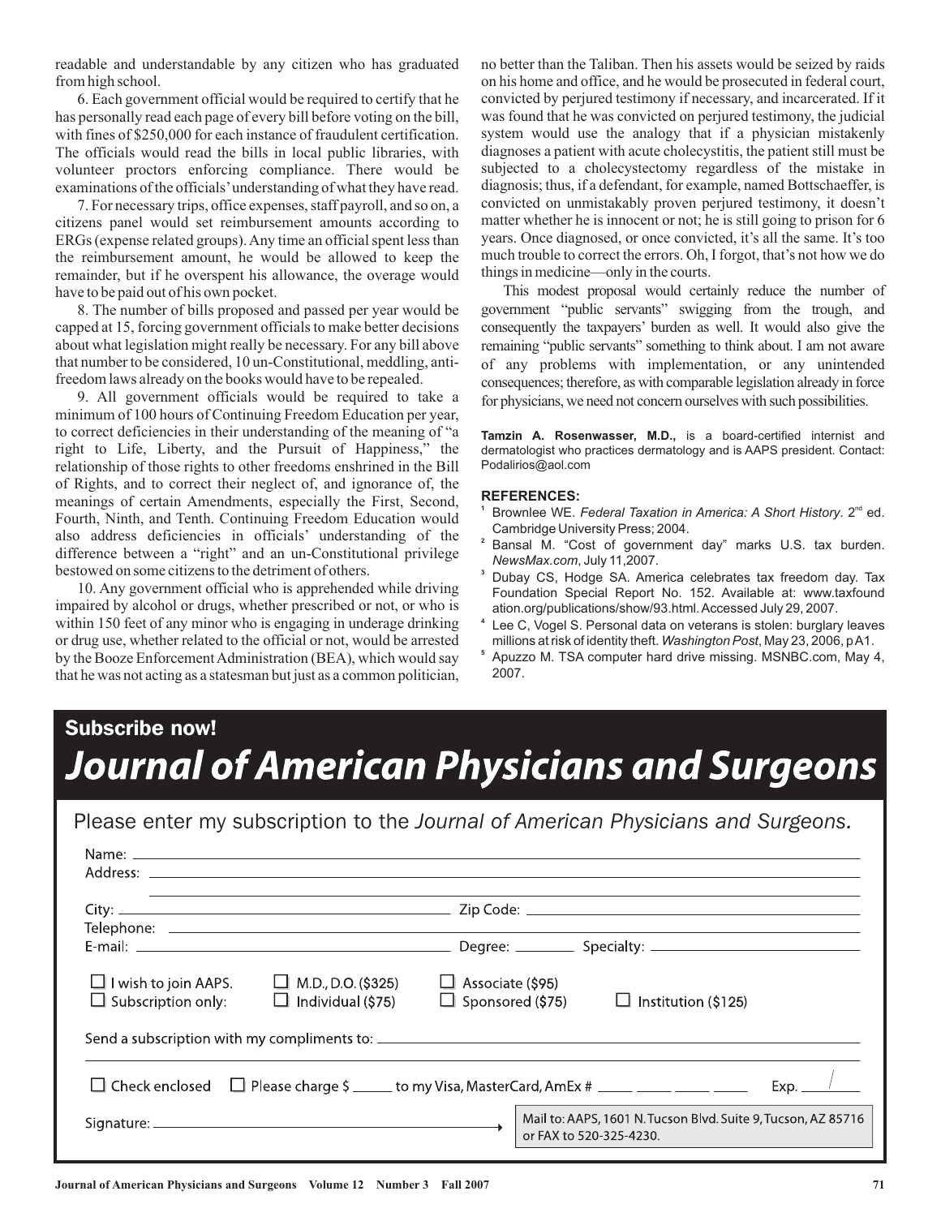readable and understandable by any citizen who has graduated from high school.

6. Each government official would be required to certify that he has personally read each page of every bill before voting on the bill, with fines of $250,000 for each instance of fraudulent certification. The officials would read the bills in local public libraries, with volunteer proctors enforcing compliance. There would be examinations of the officials' understanding of what they have read.

7. For necessary trips, office expenses, staff payroll, and so on, a citizens panel would set reimbursement amounts according to ERGs (expense related groups). Any time an official spent less than the reimbursement amount, he would be allowed to keep the remainder, but if he overspent his allowance, the overage would have to be paid out of his own pocket.

8. The number of bills proposed and passed per year would be capped at 15, forcing government officials to make better decisions about what legislation might really be necessary. For any bill above that number to be considered, 10 un-Constitutional, meddling, anti-freedom laws already on the books would have to be repealed.

9. All government officials would be required to take a minimum of 100 hours of Continuing Freedom Education per year, to correct deficiencies in their understanding of the meaning of "a right to Life, Liberty, and the Pursuit of Happiness," the relationship of those rights to other freedoms enshrined in the Bill of Rights, and to correct their neglect of, and ignorance of, the meanings of certain Amendments, especially the First, Second, Fourth, Ninth, and Tenth. Continuing Freedom Education would also address deficiencies in officials' understanding of the difference between a "right" and an un-Constitutional privilege bestowed on some citizens to the detriment of others.

10. Any government official who is apprehended while driving impaired by alcohol or drugs, whether prescribed or not, or who is within 150 feet of any minor who is engaging in underage drinking or drug use, whether related to the official or not, would be arrested by the Booze Enforcement Administration (BEA), which would say that he was not acting as a statesman but just as a common politician, no better than the Taliban. Then his assets would be seized by raids on his home and office, and he would be prosecuted in federal court, convicted by perjured testimony if necessary, and incarcerated. If it was found that he was convicted on perjured testimony, the judicial system would use the analogy that if a physician mistakenly diagnoses a patient with acute cholecystitis, the patient still must be subjected to a cholecystectomy regardless of the mistake in diagnosis; thus, if a defendant, for example, named Bottschaeffer, is convicted on unmistakably proven perjured testimony, it doesn't matter whether he is innocent or not; he is still going to prison for 6 years. Once diagnosed, or once convicted, it's all the same. It's too much trouble to correct the errors. Oh, I forgot, that's not how we do things in medicine—only in the courts.

This modest proposal would certainly reduce the number of government "public servants" swigging from the trough, and consequently the taxpayers' burden as well. It would also give the remaining "public servants" something to think about. I am not aware of any problems with implementation, or any unintended consequences; therefore, as with comparable legislation already in force for physicians, we need not concern ourselves with such possibilities.

**Tamzin A. Rosenwasser, M.D.,** is a board-certified internist and dermatologist who practices dermatology and is AAPS president. Contact: Podalirios@aol.com

**REFERENCES:**

1. Brownlee WE. *Federal Taxation in America: A Short History*. 2nd ed. Cambridge University Press; 2004.
2. Bansal M. "Cost of government day" marks U.S. tax burden. *NewsMax.com*, July 11,2007.
3. Dubay CS, Hodge SA. America celebrates tax freedom day. Tax Foundation Special Report No. 152. Available at: www.taxfoundation.org/publications/show/93.html. Accessed July 29, 2007.
4. Lee C, Vogel S. Personal data on veterans is stolen: burglary leaves millions at risk of identity theft. *Washington Post*, May 23, 2006, pA1.
5. Apuzzo M. TSA computer hard drive missing. MSNBC.com, May 4, 2007.

## Subscribe now!

# *Journal of American Physicians and Surgeons*

Please enter my subscription to the *Journal of American Physicians and Surgeons.*

Name: ______________________
Address: ______________________

City: ______________ Zip Code: ______________
Telephone: ______________________
E-mail: ______________ Degree: ________ Specialty: ______________

☐ I wish to join AAPS. ☐ M.D., D.O. ($325) ☐ Associate ($95)
☐ Subscription only: ☐ Individual ($75) ☐ Sponsored ($75) ☐ Institution ($125)

Send a subscription with my compliments to: ______________________

☐ Check enclosed ☐ Please charge $ _____ to my Visa, MasterCard, AmEx # _____ _____ _____ _____ Exp. ____/____

Signature: ______________________

Mail to: AAPS, 1601 N. Tucson Blvd. Suite 9, Tucson, AZ 85716 or FAX to 520-325-4230.